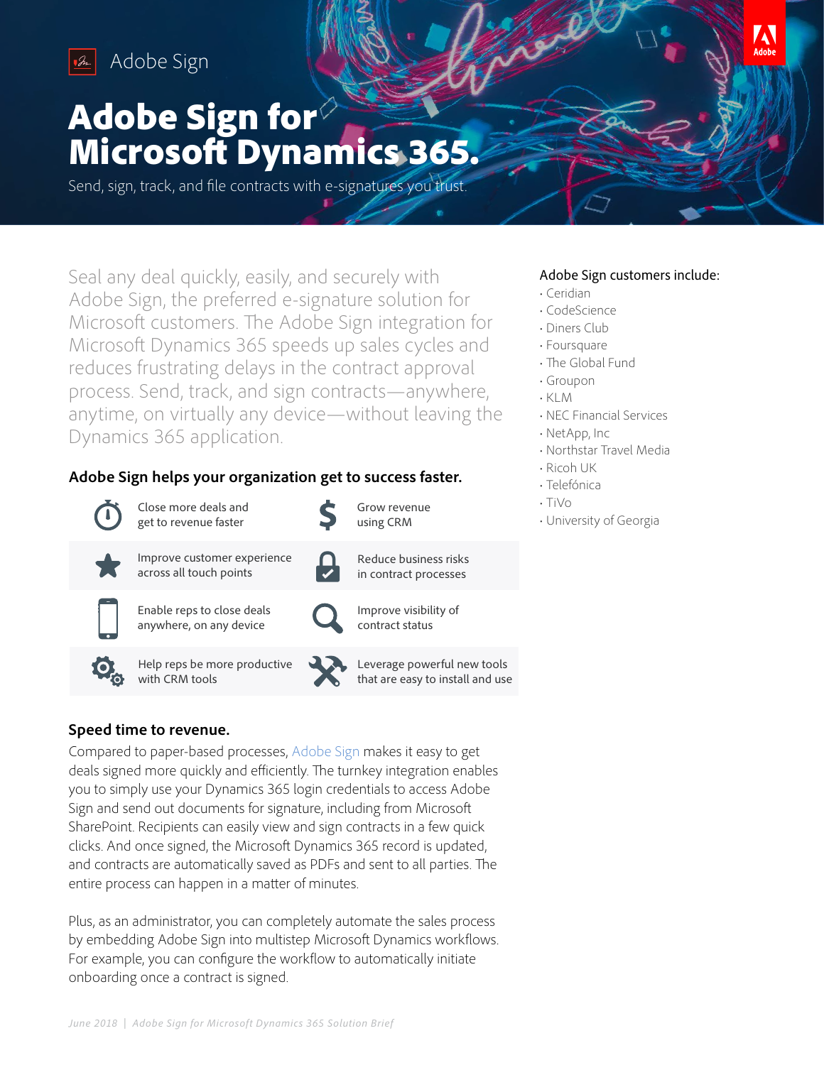Adobe Sign

# Adobe Sign for Microsoft Dynamics 365.

Send, sign, track, and file contracts with e-signatures you trust.

Seal any deal quickly, easily, and securely with Adobe Sign, the preferred e-signature solution for Microsoft customers. The Adobe Sign integration for Microsoft Dynamics 365 speeds up sales cycles and reduces frustrating delays in the contract approval process. Send, track, and sign contracts—anywhere, anytime, on virtually any device—without leaving the Dynamics 365 application.

## Adobe Sign helps your organization get to success faster.

- Close more deals and get to revenue faster
- Grow revenue using CRM
- Improve customer experience across all touch points
- Reduce business risks in contract processes
- Enable reps to close deals anywhere, on any device
- Improve visibility of contract status
- Help reps be more productive with CRM tools
- Leverage powerful new tools that are easy to install and use

## Speed time to revenue.

Compared to paper-based processes, Adobe Sign makes it easy to get deals signed more quickly and efficiently. The turnkey integration enables you to simply use your Dynamics 365 login credentials to access Adobe Sign and send out documents for signature, including from Microsoft SharePoint. Recipients can easily view and sign contracts in a few quick clicks. And once signed, the Microsoft Dynamics 365 record is updated, and contracts are automatically saved as PDFs and sent to all parties. The entire process can happen in a matter of minutes.

Plus, as an administrator, you can completely automate the sales process by embedding Adobe Sign into multistep Microsoft Dynamics workflows. For example, you can configure the workflow to automatically initiate onboarding once a contract is signed.

### Adobe Sign customers include:

- Ceridian
- CodeScience
- Diners Club
- Foursquare
- The Global Fund
- Groupon
- KLM
- NEC Financial Services
- NetApp, Inc
- Northstar Travel Media
- Ricoh UK
- Telefónica
- TiVo
- University of Georgia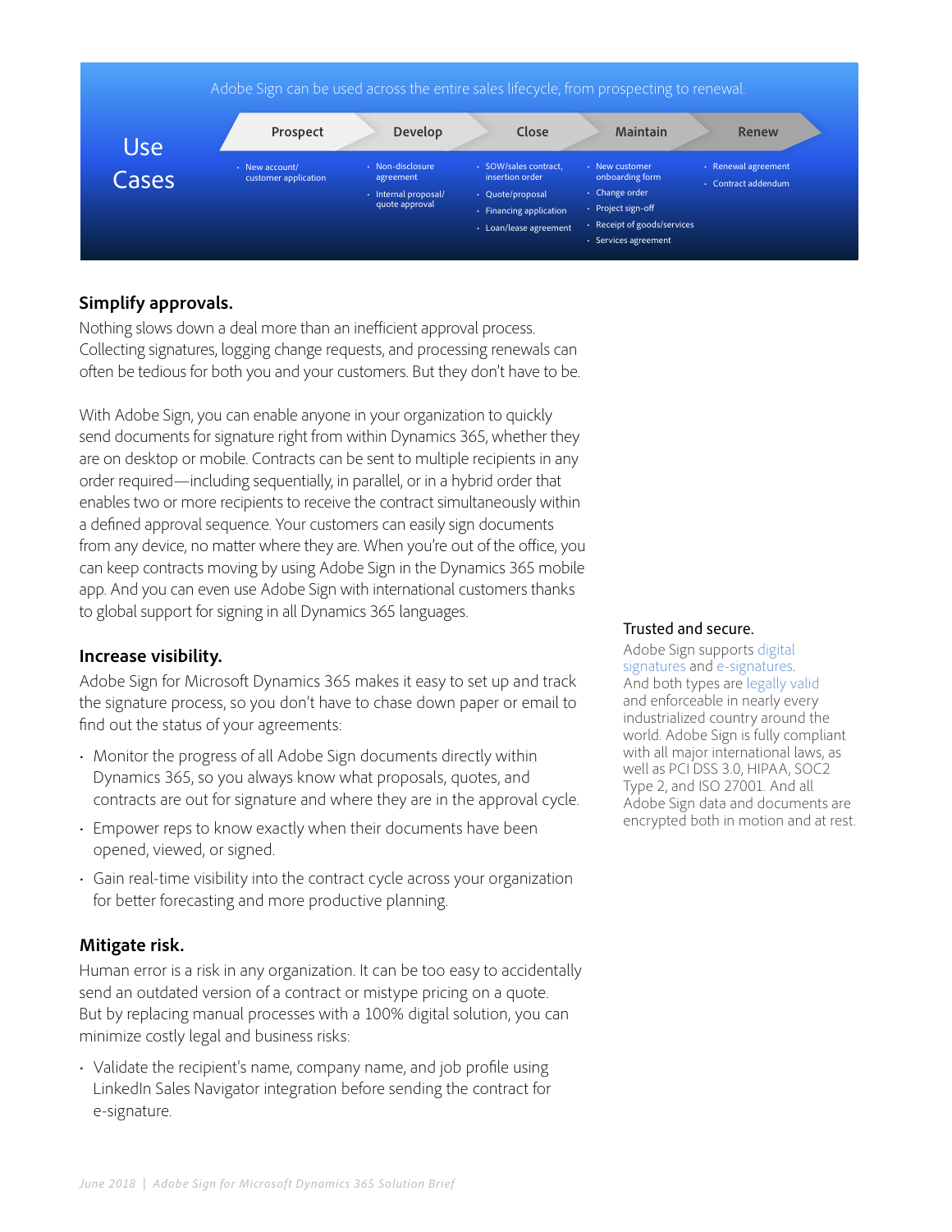Adobe Sign can be used across the entire sales lifecycle, from prospecting to renewal.

**Use Cases**

| Prospect | Develop | Close | Maintain | Renew |
| --- | --- | --- | --- | --- |
| • New account/customer application | • Non-disclosure agreement<br>• Internal proposal/quote approval | • SOW/sales contract, insertion order<br>• Quote/proposal<br>• Financing application<br>• Loan/lease agreement | • New customer onboarding form<br>• Change order<br>• Project sign-off<br>• Receipt of goods/services<br>• Services agreement | • Renewal agreement<br>• Contract addendum |

## Simplify approvals.

Nothing slows down a deal more than an inefficient approval process. Collecting signatures, logging change requests, and processing renewals can often be tedious for both you and your customers. But they don't have to be.

With Adobe Sign, you can enable anyone in your organization to quickly send documents for signature right from within Dynamics 365, whether they are on desktop or mobile. Contracts can be sent to multiple recipients in any order required—including sequentially, in parallel, or in a hybrid order that enables two or more recipients to receive the contract simultaneously within a defined approval sequence. Your customers can easily sign documents from any device, no matter where they are. When you're out of the office, you can keep contracts moving by using Adobe Sign in the Dynamics 365 mobile app. And you can even use Adobe Sign with international customers thanks to global support for signing in all Dynamics 365 languages.

## Increase visibility.

Adobe Sign for Microsoft Dynamics 365 makes it easy to set up and track the signature process, so you don't have to chase down paper or email to find out the status of your agreements:

- Monitor the progress of all Adobe Sign documents directly within Dynamics 365, so you always know what proposals, quotes, and contracts are out for signature and where they are in the approval cycle.
- Empower reps to know exactly when their documents have been opened, viewed, or signed.
- Gain real-time visibility into the contract cycle across your organization for better forecasting and more productive planning.

## Mitigate risk.

Human error is a risk in any organization. It can be too easy to accidentally send an outdated version of a contract or mistype pricing on a quote. But by replacing manual processes with a 100% digital solution, you can minimize costly legal and business risks:

- Validate the recipient's name, company name, and job profile using LinkedIn Sales Navigator integration before sending the contract for e-signature.

### Trusted and secure.

Adobe Sign supports digital signatures and e-signatures. And both types are legally valid and enforceable in nearly every industrialized country around the world. Adobe Sign is fully compliant with all major international laws, as well as PCI DSS 3.0, HIPAA, SOC2 Type 2, and ISO 27001. And all Adobe Sign data and documents are encrypted both in motion and at rest.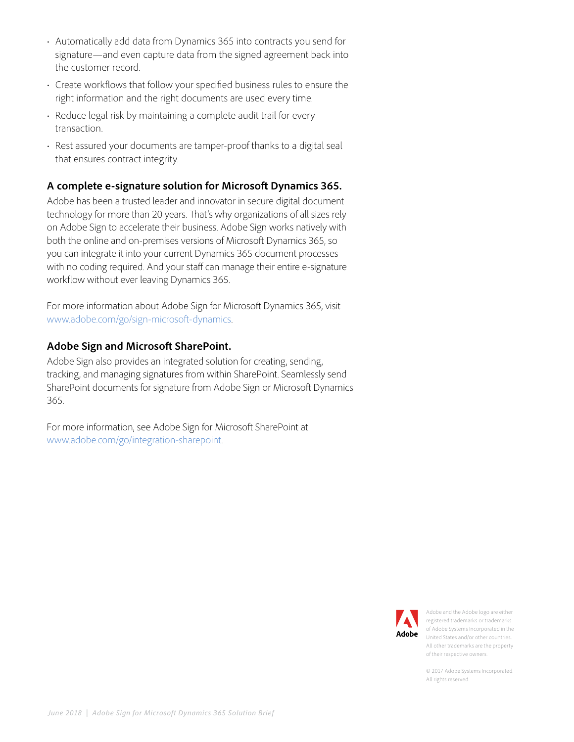- Automatically add data from Dynamics 365 into contracts you send for signature—and even capture data from the signed agreement back into the customer record.
- Create workflows that follow your specified business rules to ensure the right information and the right documents are used every time.
- Reduce legal risk by maintaining a complete audit trail for every transaction.
- Rest assured your documents are tamper-proof thanks to a digital seal that ensures contract integrity.

## A complete e-signature solution for Microsoft Dynamics 365.

Adobe has been a trusted leader and innovator in secure digital document technology for more than 20 years. That's why organizations of all sizes rely on Adobe Sign to accelerate their business. Adobe Sign works natively with both the online and on-premises versions of Microsoft Dynamics 365, so you can integrate it into your current Dynamics 365 document processes with no coding required. And your staff can manage their entire e-signature workflow without ever leaving Dynamics 365.

For more information about Adobe Sign for Microsoft Dynamics 365, visit www.adobe.com/go/sign-microsoft-dynamics.

## Adobe Sign and Microsoft SharePoint.

Adobe Sign also provides an integrated solution for creating, sending, tracking, and managing signatures from within SharePoint. Seamlessly send SharePoint documents for signature from Adobe Sign or Microsoft Dynamics 365.

For more information, see Adobe Sign for Microsoft SharePoint at www.adobe.com/go/integration-sharepoint.

Adobe

Adobe and the Adobe logo are either registered trademarks or trademarks of Adobe Systems Incorporated in the United States and/or other countries. All other trademarks are the property of their respective owners.

© 2017 Adobe Systems Incorporated. All rights reserved.